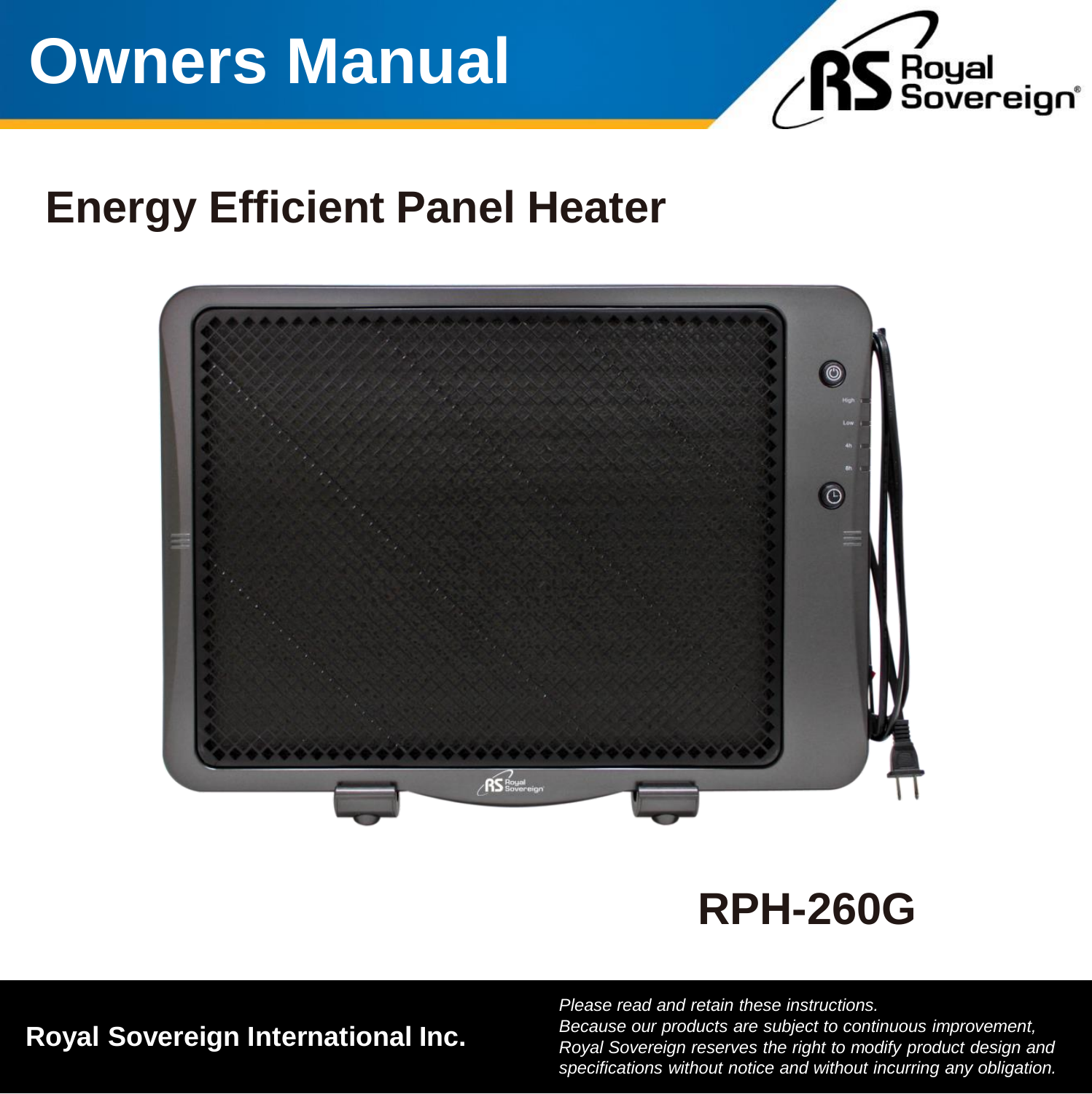# Owners Manual

Royal Sovereign

## Energy Efficient Panel Heater

**RPH-260G**

**Royal Sovereign International Inc.**

*Please read and retain these instructions.*
*Because our products are subject to continuous improvement, Royal Sovereign reserves the right to modify product design and specifications without notice and without incurring any obligation.*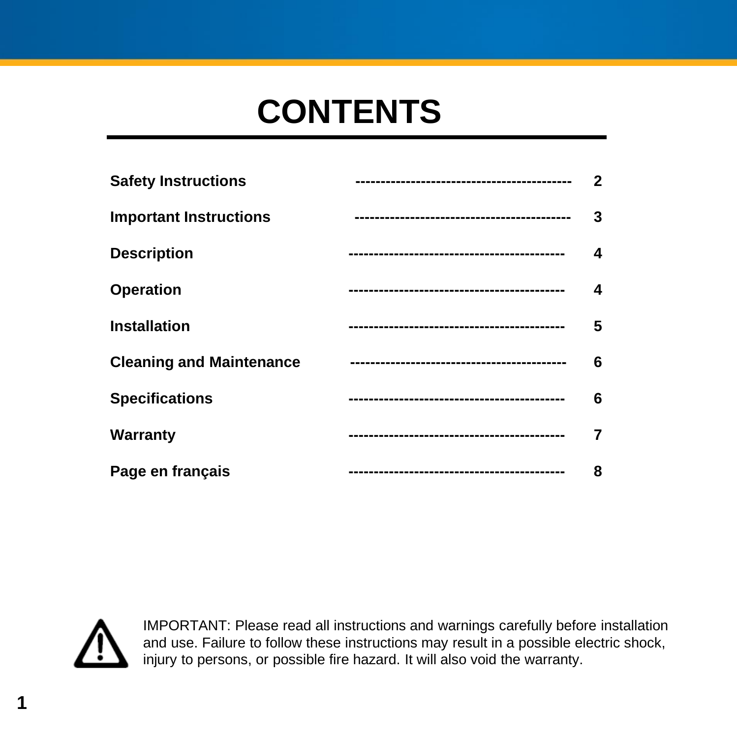# CONTENTS

| | |
|---|---|
| **Safety Instructions** | **2** |
| **Important Instructions** | **3** |
| **Description** | **4** |
| **Operation** | **4** |
| **Installation** | **5** |
| **Cleaning and Maintenance** | **6** |
| **Specifications** | **6** |
| **Warranty** | **7** |
| **Page en français** | **8** |

IMPORTANT: Please read all instructions and warnings carefully before installation and use. Failure to follow these instructions may result in a possible electric shock, injury to persons, or possible fire hazard. It will also void the warranty.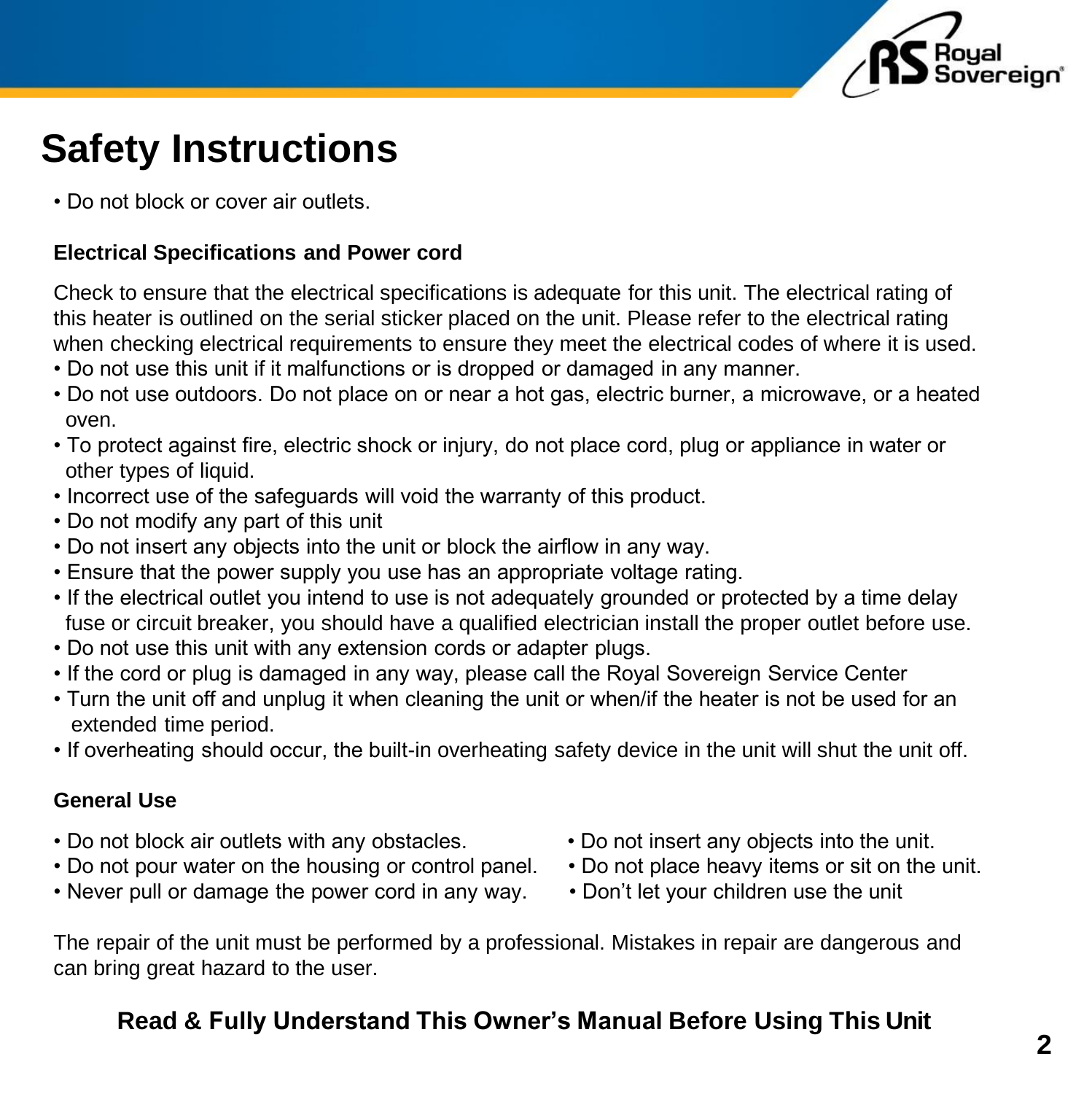# Safety Instructions

- Do not block or cover air outlets.

**Electrical Specifications and Power cord**

Check to ensure that the electrical specifications is adequate for this unit. The electrical rating of this heater is outlined on the serial sticker placed on the unit. Please refer to the electrical rating when checking electrical requirements to ensure they meet the electrical codes of where it is used.

- Do not use this unit if it malfunctions or is dropped or damaged in any manner.
- Do not use outdoors. Do not place on or near a hot gas, electric burner, a microwave, or a heated oven.
- To protect against fire, electric shock or injury, do not place cord, plug or appliance in water or other types of liquid.
- Incorrect use of the safeguards will void the warranty of this product.
- Do not modify any part of this unit
- Do not insert any objects into the unit or block the airflow in any way.
- Ensure that the power supply you use has an appropriate voltage rating.
- If the electrical outlet you intend to use is not adequately grounded or protected by a time delay fuse or circuit breaker, you should have a qualified electrician install the proper outlet before use.
- Do not use this unit with any extension cords or adapter plugs.
- If the cord or plug is damaged in any way, please call the Royal Sovereign Service Center
- Turn the unit off and unplug it when cleaning the unit or when/if the heater is not be used for an extended time period.
- If overheating should occur, the built-in overheating safety device in the unit will shut the unit off.

**General Use**

- Do not block air outlets with any obstacles.
- Do not pour water on the housing or control panel.
- Never pull or damage the power cord in any way.
- Do not insert any objects into the unit.
- Do not place heavy items or sit on the unit.
- Don't let your children use the unit

The repair of the unit must be performed by a professional. Mistakes in repair are dangerous and can bring great hazard to the user.

**Read & Fully Understand This Owner's Manual Before Using This Unit**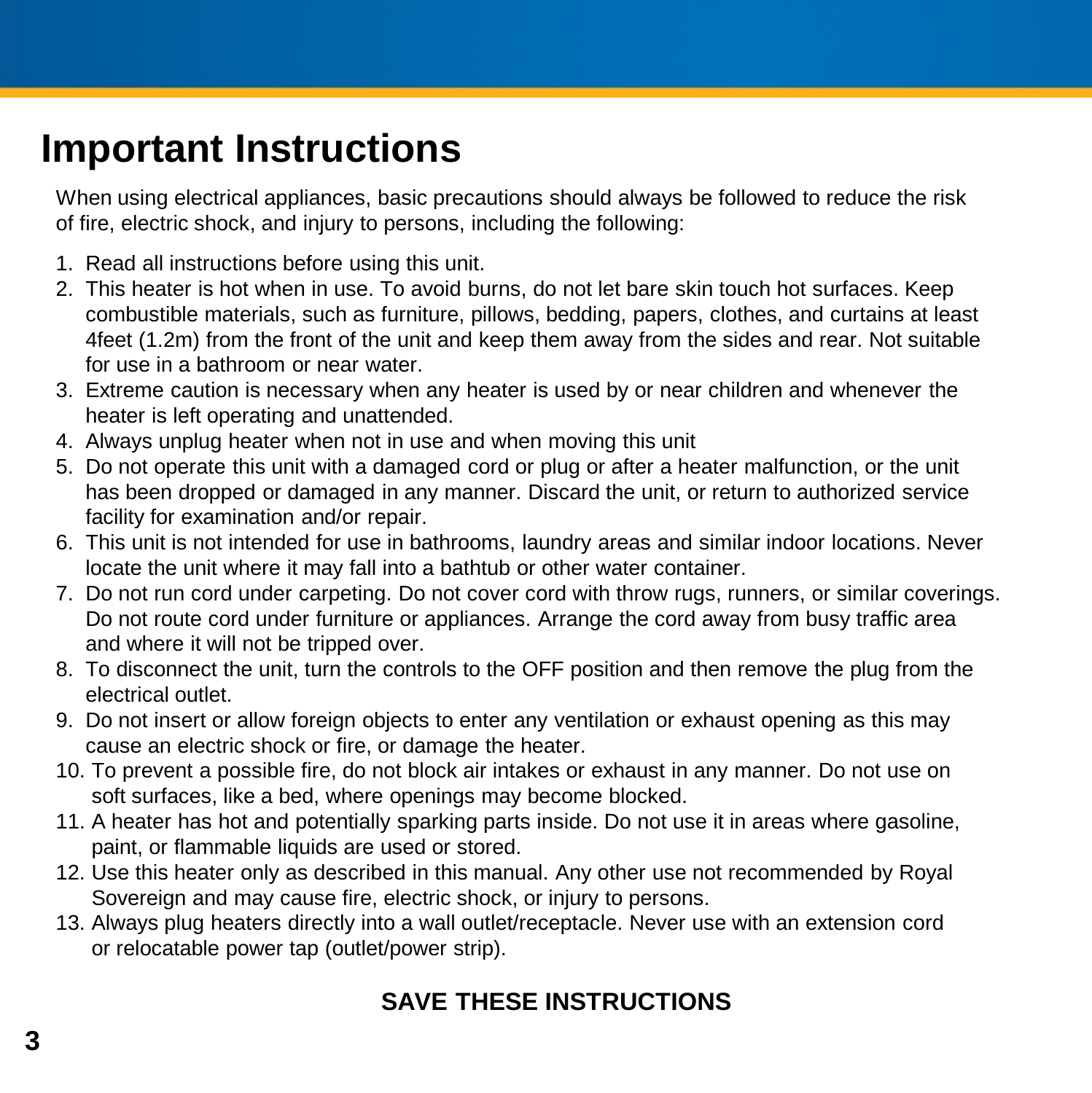# Important Instructions

When using electrical appliances, basic precautions should always be followed to reduce the risk of fire, electric shock, and injury to persons, including the following:

1. Read all instructions before using this unit.
2. This heater is hot when in use. To avoid burns, do not let bare skin touch hot surfaces. Keep combustible materials, such as furniture, pillows, bedding, papers, clothes, and curtains at least 4feet (1.2m) from the front of the unit and keep them away from the sides and rear. Not suitable for use in a bathroom or near water.
3. Extreme caution is necessary when any heater is used by or near children and whenever the heater is left operating and unattended.
4. Always unplug heater when not in use and when moving this unit
5. Do not operate this unit with a damaged cord or plug or after a heater malfunction, or the unit has been dropped or damaged in any manner. Discard the unit, or return to authorized service facility for examination and/or repair.
6. This unit is not intended for use in bathrooms, laundry areas and similar indoor locations. Never locate the unit where it may fall into a bathtub or other water container.
7. Do not run cord under carpeting. Do not cover cord with throw rugs, runners, or similar coverings. Do not route cord under furniture or appliances. Arrange the cord away from busy traffic area and where it will not be tripped over.
8. To disconnect the unit, turn the controls to the OFF position and then remove the plug from the electrical outlet.
9. Do not insert or allow foreign objects to enter any ventilation or exhaust opening as this may cause an electric shock or fire, or damage the heater.
10. To prevent a possible fire, do not block air intakes or exhaust in any manner. Do not use on soft surfaces, like a bed, where openings may become blocked.
11. A heater has hot and potentially sparking parts inside. Do not use it in areas where gasoline, paint, or flammable liquids are used or stored.
12. Use this heater only as described in this manual. Any other use not recommended by Royal Sovereign and may cause fire, electric shock, or injury to persons.
13. Always plug heaters directly into a wall outlet/receptacle. Never use with an extension cord or relocatable power tap (outlet/power strip).

**SAVE THESE INSTRUCTIONS**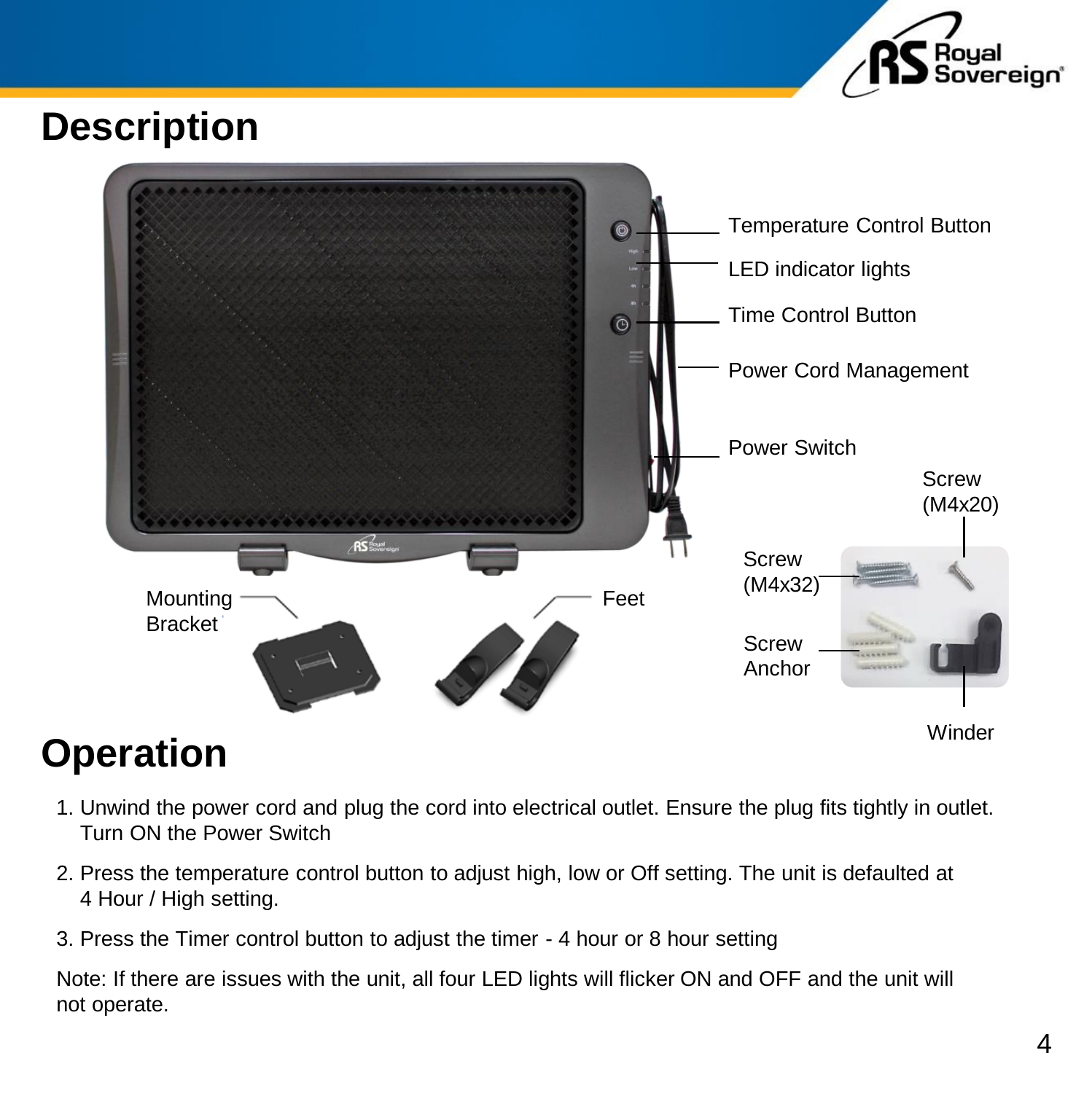# Description

Temperature Control Button

LED indicator lights

Time Control Button

Power Cord Management

Power Switch

Screw (M4x20)

Screw (M4x32)

Screw Anchor

Winder

Mounting Bracket

Feet

# Operation

1. Unwind the power cord and plug the cord into electrical outlet. Ensure the plug fits tightly in outlet. Turn ON the Power Switch
2. Press the temperature control button to adjust high, low or Off setting. The unit is defaulted at 4 Hour / High setting.
3. Press the Timer control button to adjust the timer - 4 hour or 8 hour setting

Note: If there are issues with the unit, all four LED lights will flicker ON and OFF and the unit will not operate.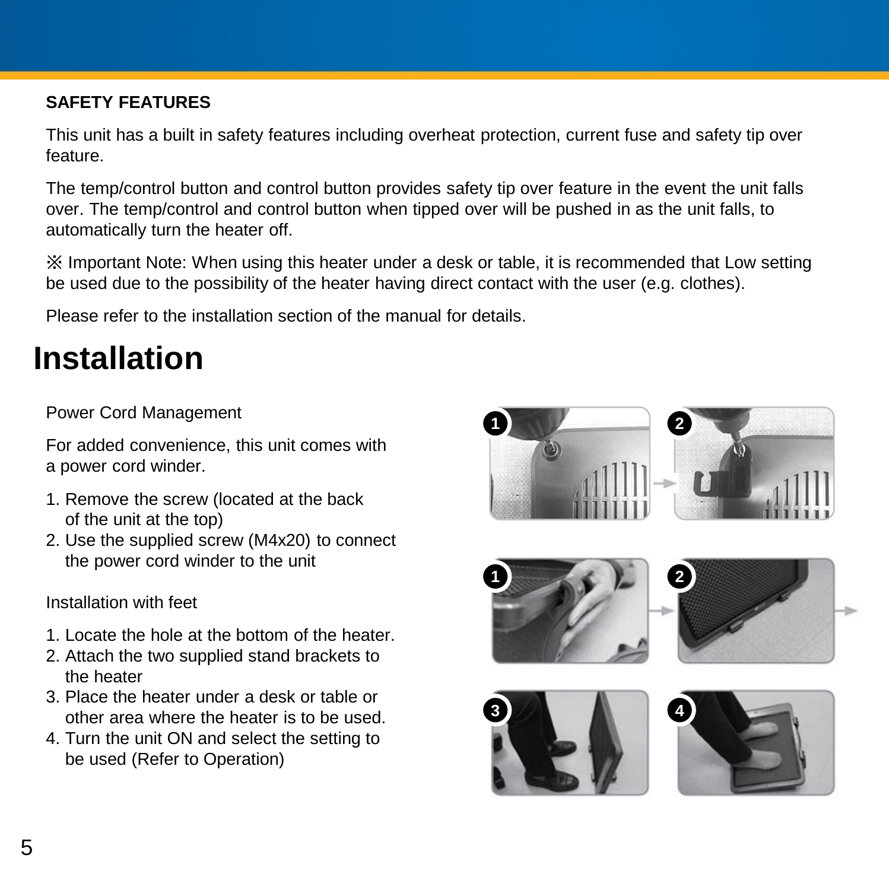**SAFETY FEATURES**

This unit has a built in safety features including overheat protection, current fuse and safety tip over feature.

The temp/control button and control button provides safety tip over feature in the event the unit falls over. The temp/control and control button when tipped over will be pushed in as the unit falls, to automatically turn the heater off.

※ Important Note: When using this heater under a desk or table, it is recommended that Low setting be used due to the possibility of the heater having direct contact with the user (e.g. clothes).

Please refer to the installation section of the manual for details.

# Installation

Power Cord Management

For added convenience, this unit comes with a power cord winder.

1. Remove the screw (located at the back of the unit at the top)
2. Use the supplied screw (M4x20) to connect the power cord winder to the unit

Installation with feet

1. Locate the hole at the bottom of the heater.
2. Attach the two supplied stand brackets to the heater
3. Place the heater under a desk or table or other area where the heater is to be used.
4. Turn the unit ON and select the setting to be used (Refer to Operation)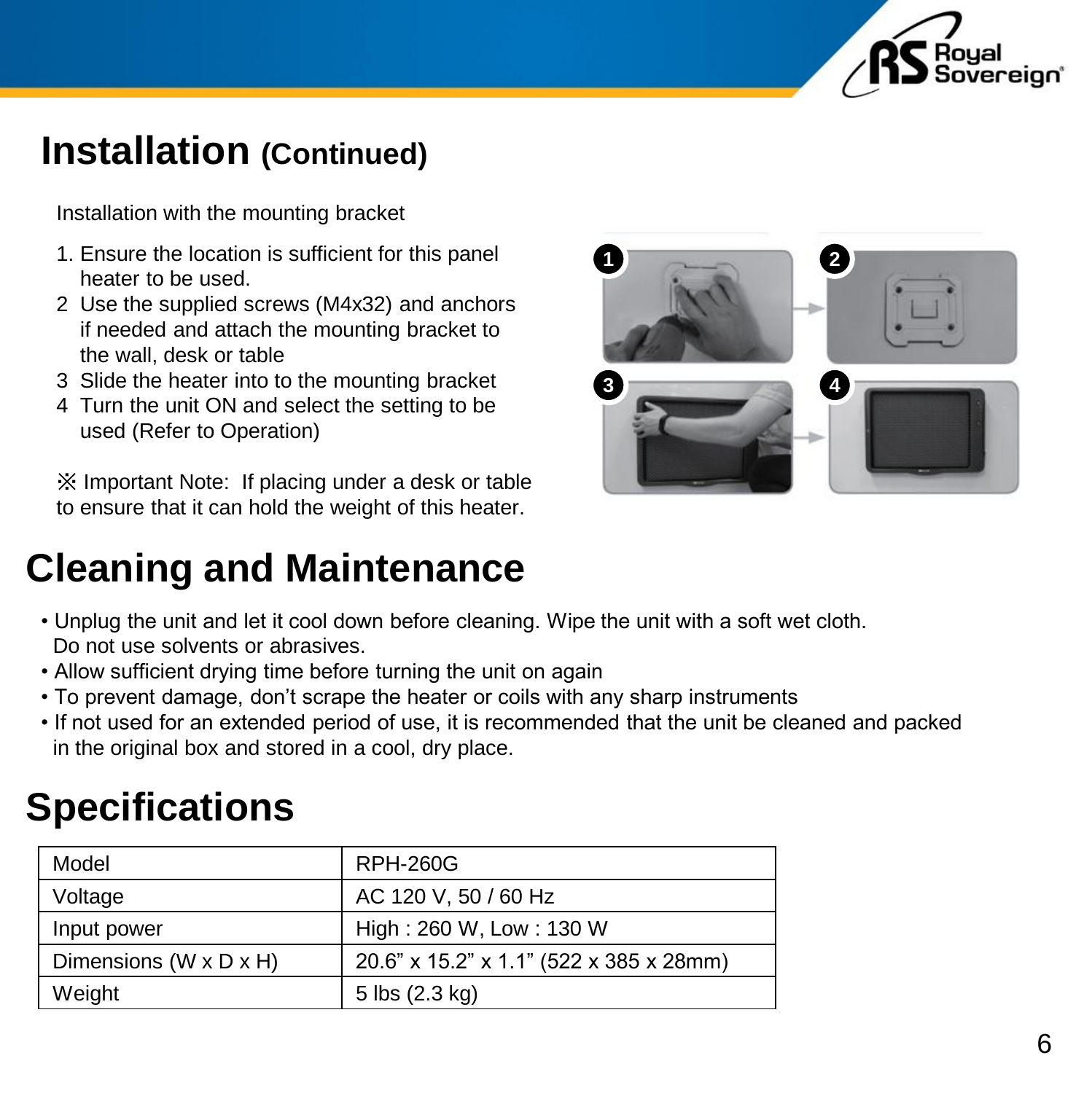# Installation (Continued)

Installation with the mounting bracket

1. Ensure the location is sufficient for this panel heater to be used.
2. Use the supplied screws (M4x32) and anchors if needed and attach the mounting bracket to the wall, desk or table
3. Slide the heater into to the mounting bracket
4. Turn the unit ON and select the setting to be used (Refer to Operation)

※ Important Note: If placing under a desk or table to ensure that it can hold the weight of this heater.

# Cleaning and Maintenance

- Unplug the unit and let it cool down before cleaning. Wipe the unit with a soft wet cloth. Do not use solvents or abrasives.
- Allow sufficient drying time before turning the unit on again
- To prevent damage, don’t scrape the heater or coils with any sharp instruments
- If not used for an extended period of use, it is recommended that the unit be cleaned and packed in the original box and stored in a cool, dry place.

# Specifications

| Model | RPH-260G |
|---|---|
| Voltage | AC 120 V, 50 / 60 Hz |
| Input power | High : 260 W, Low : 130 W |
| Dimensions (W x D x H) | 20.6” x 15.2” x 1.1” (522 x 385 x 28mm) |
| Weight | 5 lbs (2.3 kg) |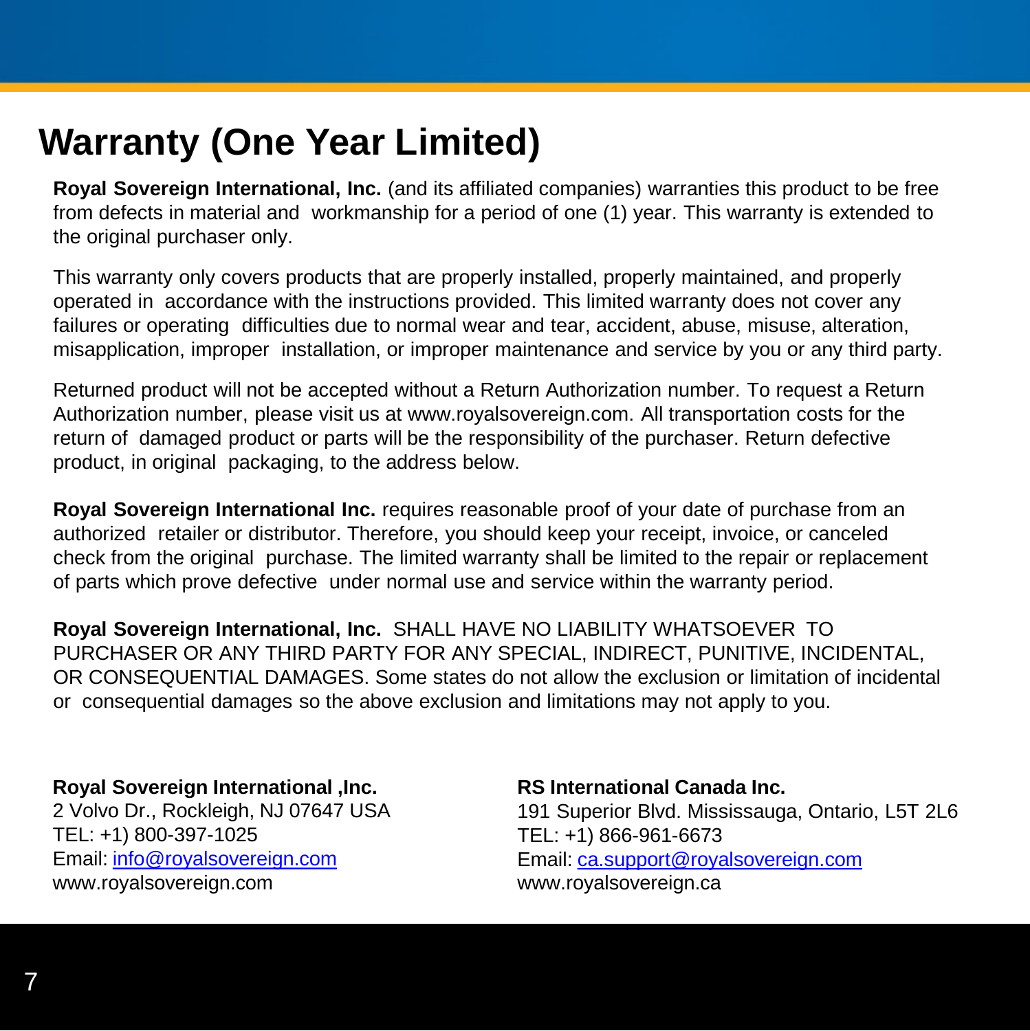# Warranty (One Year Limited)

**Royal Sovereign International, Inc.** (and its affiliated companies) warranties this product to be free from defects in material and workmanship for a period of one (1) year. This warranty is extended to the original purchaser only.

This warranty only covers products that are properly installed, properly maintained, and properly operated in accordance with the instructions provided. This limited warranty does not cover any failures or operating difficulties due to normal wear and tear, accident, abuse, misuse, alteration, misapplication, improper installation, or improper maintenance and service by you or any third party.

Returned product will not be accepted without a Return Authorization number. To request a Return Authorization number, please visit us at www.royalsovereign.com. All transportation costs for the return of damaged product or parts will be the responsibility of the purchaser. Return defective product, in original packaging, to the address below.

**Royal Sovereign International Inc.** requires reasonable proof of your date of purchase from an authorized retailer or distributor. Therefore, you should keep your receipt, invoice, or canceled check from the original purchase. The limited warranty shall be limited to the repair or replacement of parts which prove defective under normal use and service within the warranty period.

**Royal Sovereign International, Inc.** SHALL HAVE NO LIABILITY WHATSOEVER TO PURCHASER OR ANY THIRD PARTY FOR ANY SPECIAL, INDIRECT, PUNITIVE, INCIDENTAL, OR CONSEQUENTIAL DAMAGES. Some states do not allow the exclusion or limitation of incidental or consequential damages so the above exclusion and limitations may not apply to you.

**Royal Sovereign International ,Inc.**
2 Volvo Dr., Rockleigh, NJ 07647 USA
TEL: +1) 800-397-1025
Email: info@royalsovereign.com
www.royalsovereign.com

**RS International Canada Inc.**
191 Superior Blvd. Mississauga, Ontario, L5T 2L6
TEL: +1) 866-961-6673
Email: ca.support@royalsovereign.com
www.royalsovereign.ca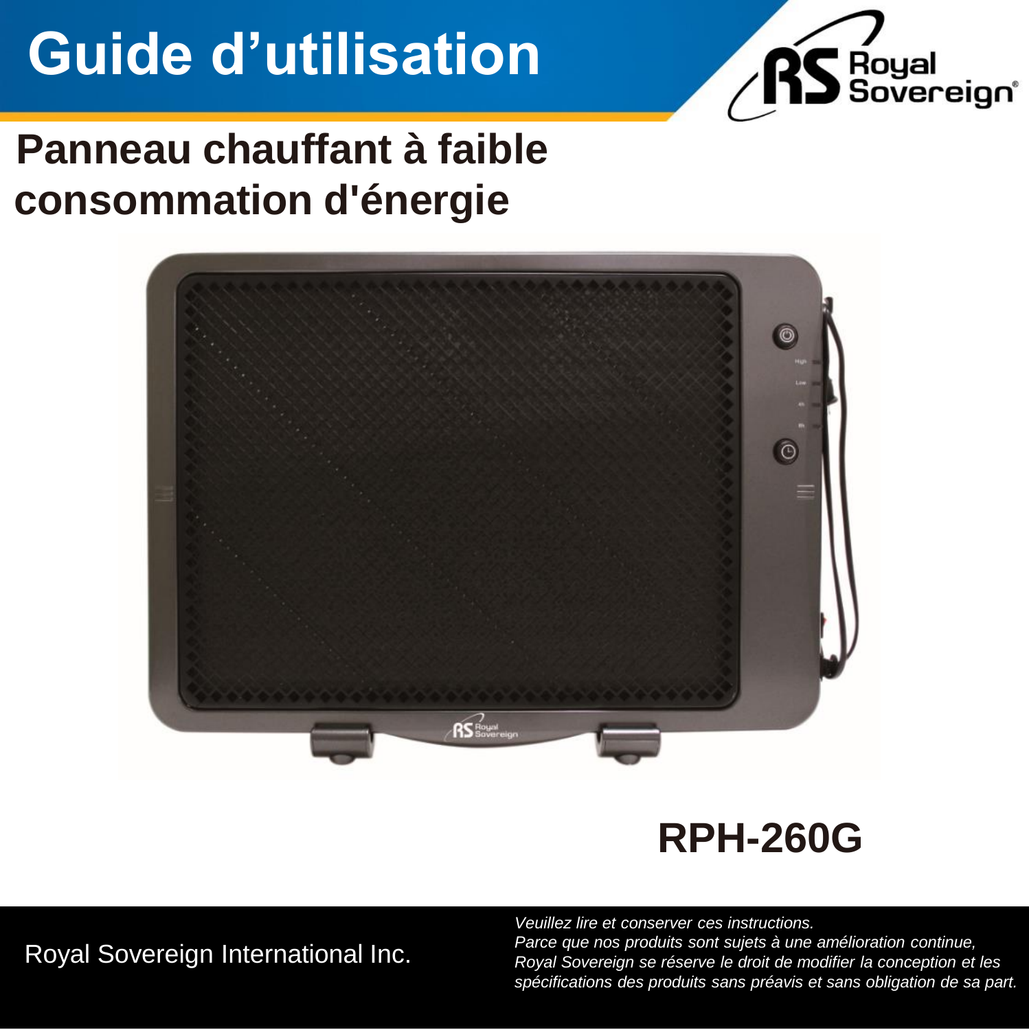# Guide d'utilisation

## Panneau chauffant à faible consommation d'énergie

## RPH-260G

Royal Sovereign International Inc.

*Veuillez lire et conserver ces instructions.*
*Parce que nos produits sont sujets à une amélioration continue, Royal Sovereign se réserve le droit de modifier la conception et les spécifications des produits sans préavis et sans obligation de sa part.*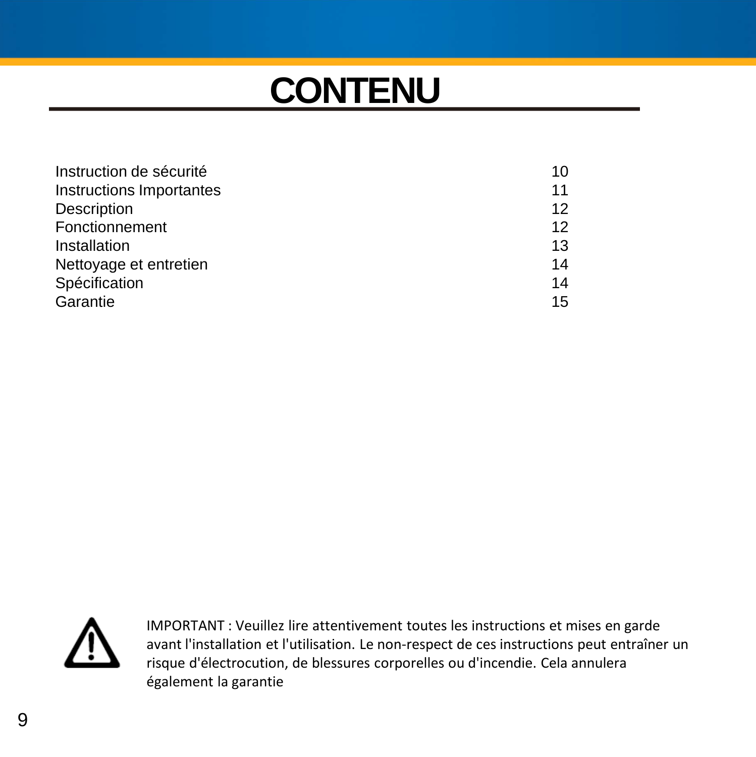# CONTENU

| | |
|---|---|
| Instruction de sécurité | 10 |
| Instructions Importantes | 11 |
| Description | 12 |
| Fonctionnement | 12 |
| Installation | 13 |
| Nettoyage et entretien | 14 |
| Spécification | 14 |
| Garantie | 15 |

⚠ IMPORTANT : Veuillez lire attentivement toutes les instructions et mises en garde avant l'installation et l'utilisation. Le non-respect de ces instructions peut entraîner un risque d'électrocution, de blessures corporelles ou d'incendie. Cela annulera également la garantie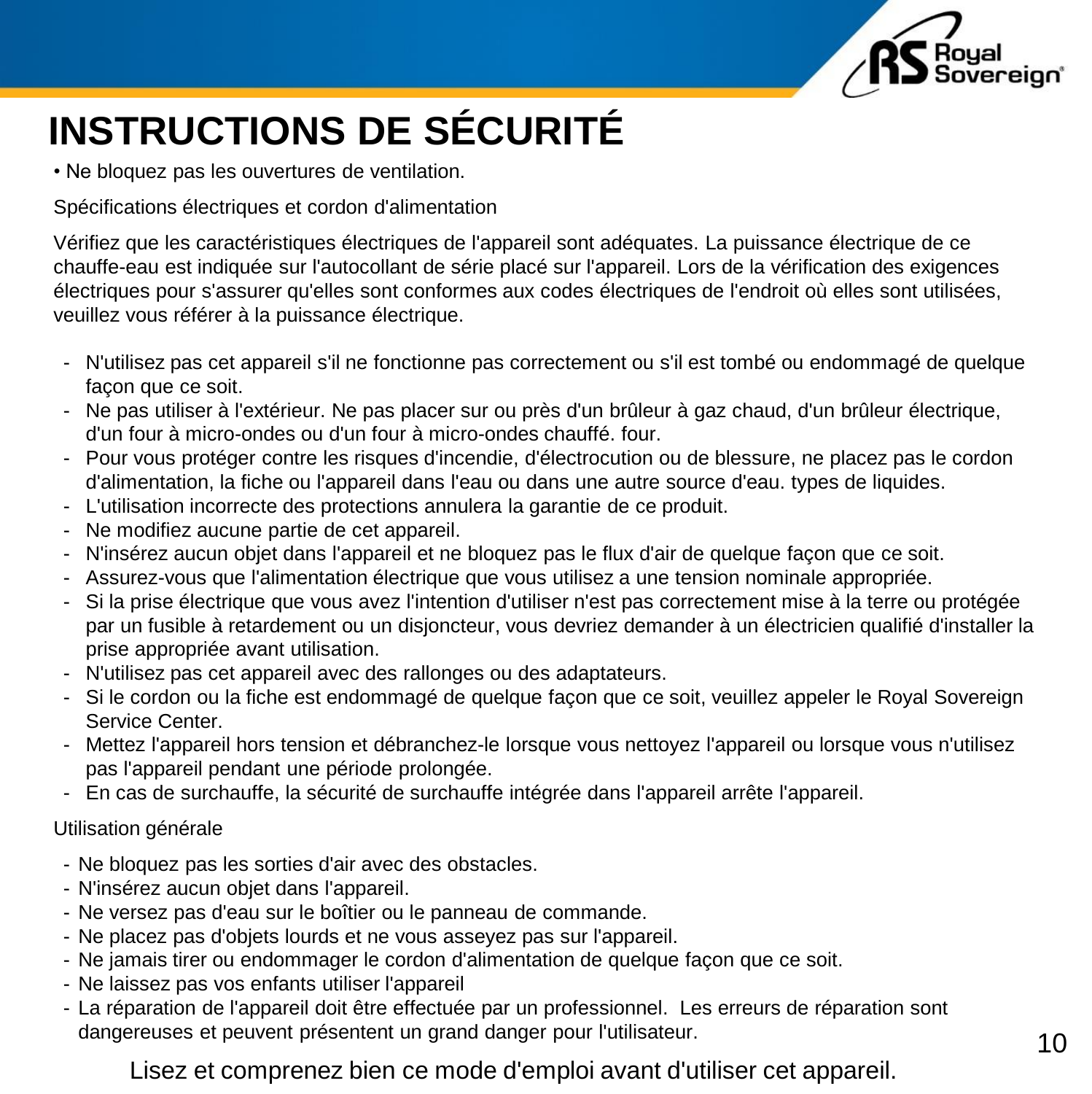# INSTRUCTIONS DE SÉCURITÉ

• Ne bloquez pas les ouvertures de ventilation.

Spécifications électriques et cordon d'alimentation

Vérifiez que les caractéristiques électriques de l'appareil sont adéquates. La puissance électrique de ce chauffe-eau est indiquée sur l'autocollant de série placé sur l'appareil. Lors de la vérification des exigences électriques pour s'assurer qu'elles sont conformes aux codes électriques de l'endroit où elles sont utilisées, veuillez vous référer à la puissance électrique.

- N'utilisez pas cet appareil s'il ne fonctionne pas correctement ou s'il est tombé ou endommagé de quelque façon que ce soit.
- Ne pas utiliser à l'extérieur. Ne pas placer sur ou près d'un brûleur à gaz chaud, d'un brûleur électrique, d'un four à micro-ondes ou d'un four à micro-ondes chauffé. four.
- Pour vous protéger contre les risques d'incendie, d'électrocution ou de blessure, ne placez pas le cordon d'alimentation, la fiche ou l'appareil dans l'eau ou dans une autre source d'eau. types de liquides.
- L'utilisation incorrecte des protections annulera la garantie de ce produit.
- Ne modifiez aucune partie de cet appareil.
- N'insérez aucun objet dans l'appareil et ne bloquez pas le flux d'air de quelque façon que ce soit.
- Assurez-vous que l'alimentation électrique que vous utilisez a une tension nominale appropriée.
- Si la prise électrique que vous avez l'intention d'utiliser n'est pas correctement mise à la terre ou protégée par un fusible à retardement ou un disjoncteur, vous devriez demander à un électricien qualifié d'installer la prise appropriée avant utilisation.
- N'utilisez pas cet appareil avec des rallonges ou des adaptateurs.
- Si le cordon ou la fiche est endommagé de quelque façon que ce soit, veuillez appeler le Royal Sovereign Service Center.
- Mettez l'appareil hors tension et débranchez-le lorsque vous nettoyez l'appareil ou lorsque vous n'utilisez pas l'appareil pendant une période prolongée.
- En cas de surchauffe, la sécurité de surchauffe intégrée dans l'appareil arrête l'appareil.

Utilisation générale

- Ne bloquez pas les sorties d'air avec des obstacles.
- N'insérez aucun objet dans l'appareil.
- Ne versez pas d'eau sur le boîtier ou le panneau de commande.
- Ne placez pas d'objets lourds et ne vous asseyez pas sur l'appareil.
- Ne jamais tirer ou endommager le cordon d'alimentation de quelque façon que ce soit.
- Ne laissez pas vos enfants utiliser l'appareil
- La réparation de l'appareil doit être effectuée par un professionnel. Les erreurs de réparation sont dangereuses et peuvent présentent un grand danger pour l'utilisateur.

Lisez et comprenez bien ce mode d'emploi avant d'utiliser cet appareil.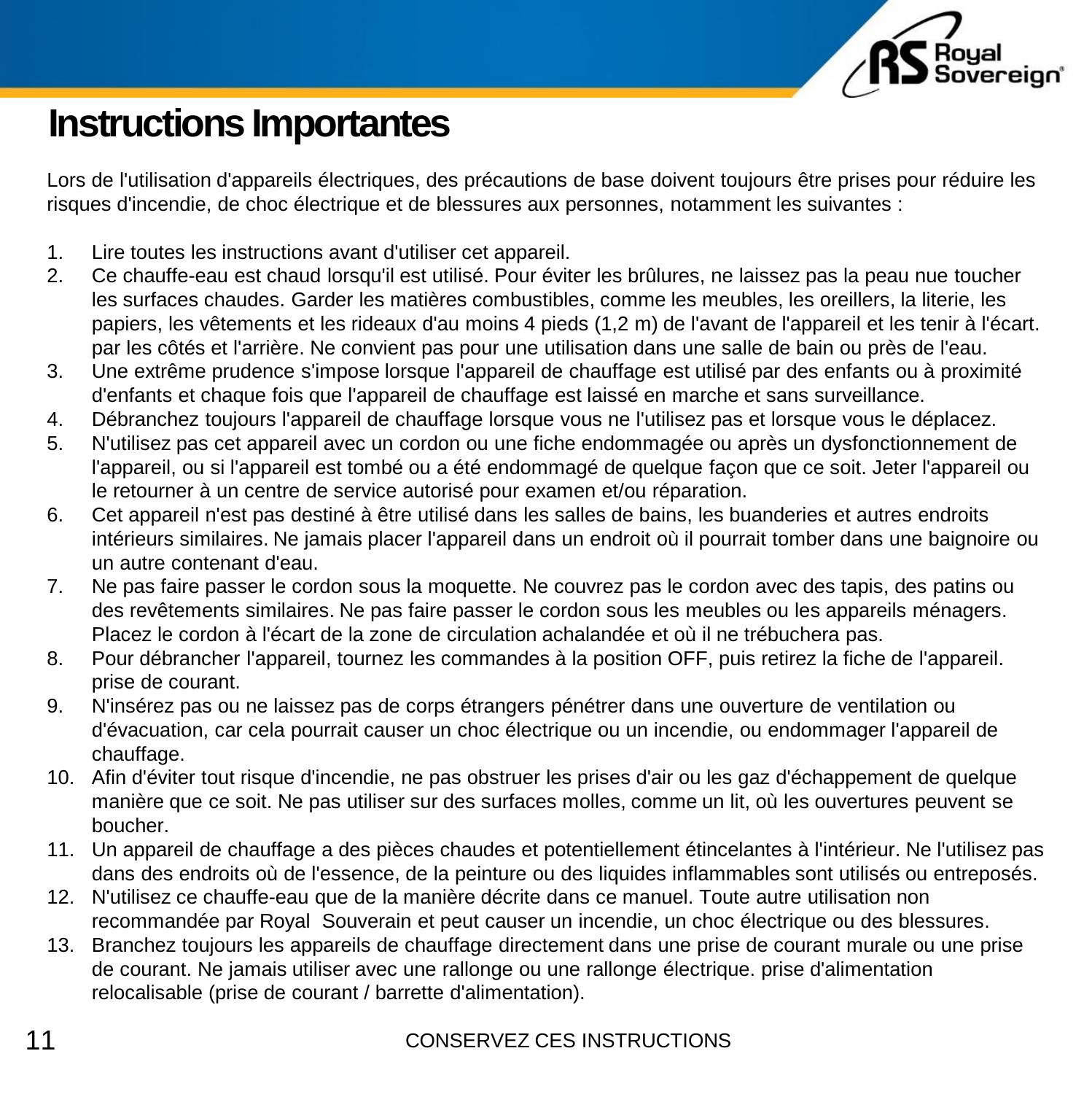# Instructions Importantes

Lors de l'utilisation d'appareils électriques, des précautions de base doivent toujours être prises pour réduire les risques d'incendie, de choc électrique et de blessures aux personnes, notamment les suivantes :

1. Lire toutes les instructions avant d'utiliser cet appareil.
2. Ce chauffe-eau est chaud lorsqu'il est utilisé. Pour éviter les brûlures, ne laissez pas la peau nue toucher les surfaces chaudes. Garder les matières combustibles, comme les meubles, les oreillers, la literie, les papiers, les vêtements et les rideaux d'au moins 4 pieds (1,2 m) de l'avant de l'appareil et les tenir à l'écart. par les côtés et l'arrière. Ne convient pas pour une utilisation dans une salle de bain ou près de l'eau.
3. Une extrême prudence s'impose lorsque l'appareil de chauffage est utilisé par des enfants ou à proximité d'enfants et chaque fois que l'appareil de chauffage est laissé en marche et sans surveillance.
4. Débranchez toujours l'appareil de chauffage lorsque vous ne l'utilisez pas et lorsque vous le déplacez.
5. N'utilisez pas cet appareil avec un cordon ou une fiche endommagée ou après un dysfonctionnement de l'appareil, ou si l'appareil est tombé ou a été endommagé de quelque façon que ce soit. Jeter l'appareil ou le retourner à un centre de service autorisé pour examen et/ou réparation.
6. Cet appareil n'est pas destiné à être utilisé dans les salles de bains, les buanderies et autres endroits intérieurs similaires. Ne jamais placer l'appareil dans un endroit où il pourrait tomber dans une baignoire ou un autre contenant d'eau.
7. Ne pas faire passer le cordon sous la moquette. Ne couvrez pas le cordon avec des tapis, des patins ou des revêtements similaires. Ne pas faire passer le cordon sous les meubles ou les appareils ménagers. Placez le cordon à l'écart de la zone de circulation achalandée et où il ne trébuchera pas.
8. Pour débrancher l'appareil, tournez les commandes à la position OFF, puis retirez la fiche de l'appareil. prise de courant.
9. N'insérez pas ou ne laissez pas de corps étrangers pénétrer dans une ouverture de ventilation ou d'évacuation, car cela pourrait causer un choc électrique ou un incendie, ou endommager l'appareil de chauffage.
10. Afin d'éviter tout risque d'incendie, ne pas obstruer les prises d'air ou les gaz d'échappement de quelque manière que ce soit. Ne pas utiliser sur des surfaces molles, comme un lit, où les ouvertures peuvent se boucher.
11. Un appareil de chauffage a des pièces chaudes et potentiellement étincelantes à l'intérieur. Ne l'utilisez pas dans des endroits où de l'essence, de la peinture ou des liquides inflammables sont utilisés ou entreposés.
12. N'utilisez ce chauffe-eau que de la manière décrite dans ce manuel. Toute autre utilisation non recommandée par Royal Souverain et peut causer un incendie, un choc électrique ou des blessures.
13. Branchez toujours les appareils de chauffage directement dans une prise de courant murale ou une prise de courant. Ne jamais utiliser avec une rallonge ou une rallonge électrique. prise d'alimentation relocalisable (prise de courant / barrette d'alimentation).

CONSERVEZ CES INSTRUCTIONS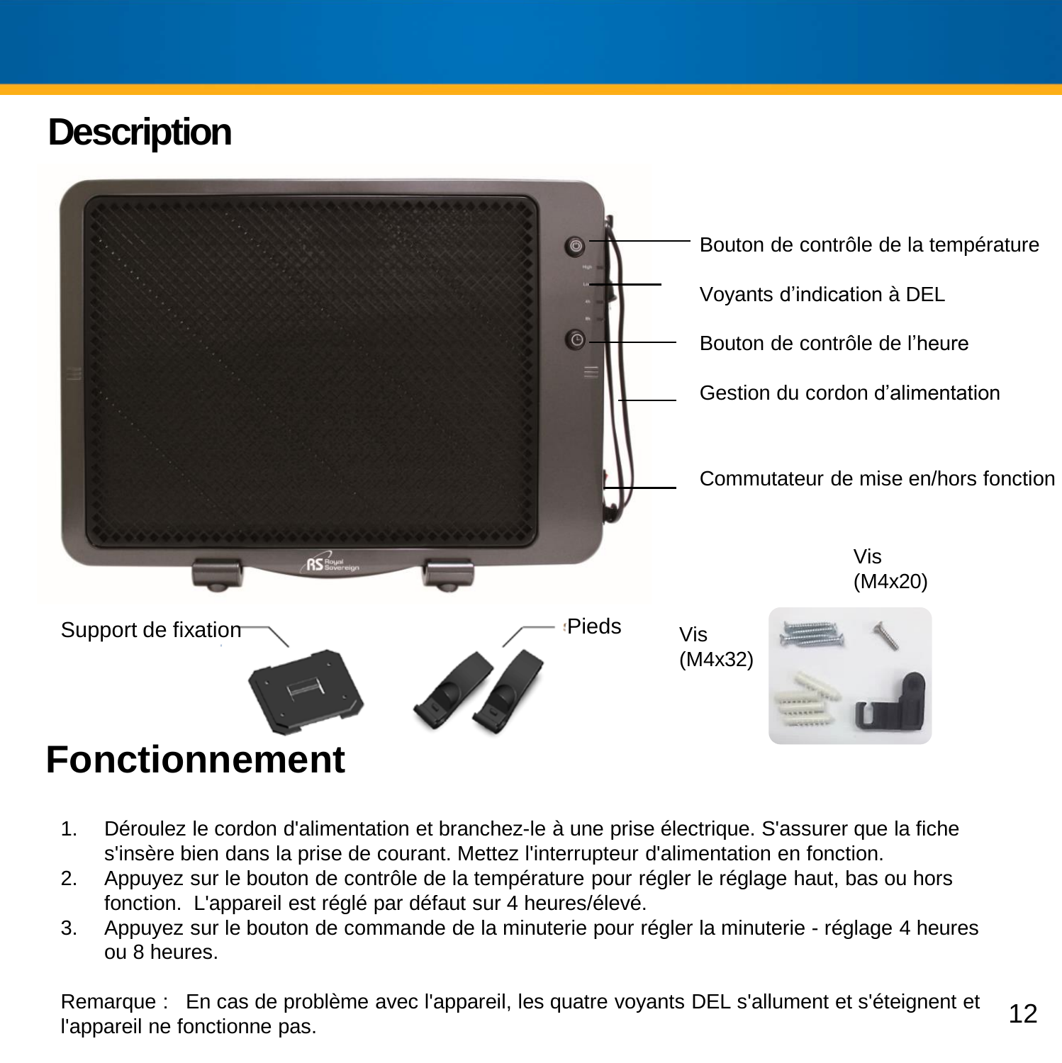# Description

Bouton de contrôle de la température

Voyants d'indication à DEL

Bouton de contrôle de l'heure

Gestion du cordon d'alimentation

Commutateur de mise en/hors fonction

Support de fixation

Pieds

Vis (M4x20)

Vis (M4x32)

# Fonctionnement

1. Déroulez le cordon d'alimentation et branchez-le à une prise électrique. S'assurer que la fiche s'insère bien dans la prise de courant. Mettez l'interrupteur d'alimentation en fonction.
2. Appuyez sur le bouton de contrôle de la température pour régler le réglage haut, bas ou hors fonction. L'appareil est réglé par défaut sur 4 heures/élevé.
3. Appuyez sur le bouton de commande de la minuterie pour régler la minuterie - réglage 4 heures ou 8 heures.

Remarque : En cas de problème avec l'appareil, les quatre voyants DEL s'allument et s'éteignent et l'appareil ne fonctionne pas.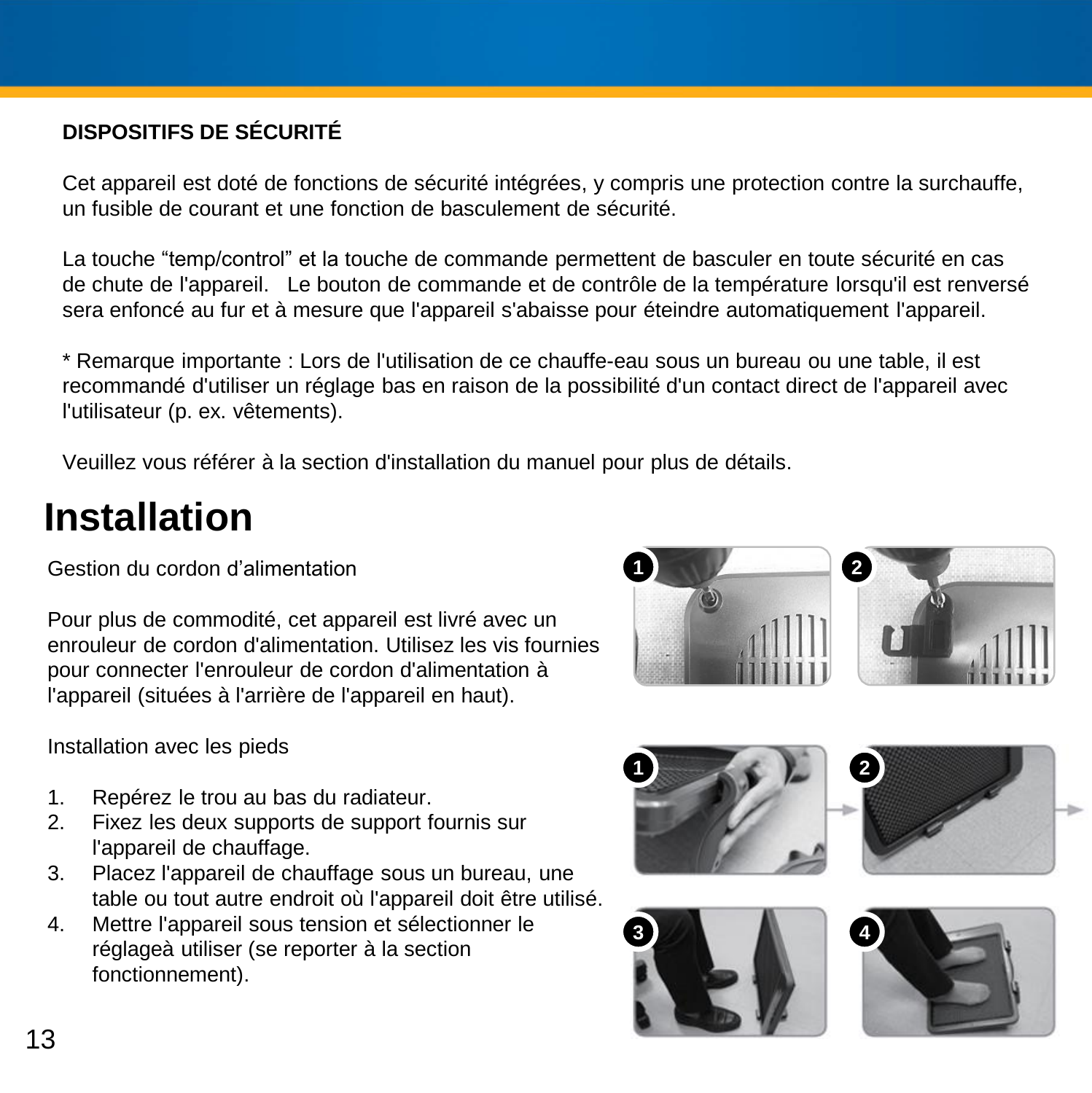**DISPOSITIFS DE SÉCURITÉ**

Cet appareil est doté de fonctions de sécurité intégrées, y compris une protection contre la surchauffe, un fusible de courant et une fonction de basculement de sécurité.

La touche “temp/control” et la touche de commande permettent de basculer en toute sécurité en cas de chute de l'appareil.   Le bouton de commande et de contrôle de la température lorsqu'il est renversé sera enfoncé au fur et à mesure que l'appareil s'abaisse pour éteindre automatiquement l'appareil.

* Remarque importante : Lors de l'utilisation de ce chauffe-eau sous un bureau ou une table, il est recommandé d'utiliser un réglage bas en raison de la possibilité d'un contact direct de l'appareil avec l'utilisateur (p. ex. vêtements).

Veuillez vous référer à la section d'installation du manuel pour plus de détails.

# Installation

Gestion du cordon d’alimentation

Pour plus de commodité, cet appareil est livré avec un enrouleur de cordon d'alimentation. Utilisez les vis fournies pour connecter l'enrouleur de cordon d'alimentation à l'appareil (situées à l'arrière de l'appareil en haut).

Installation avec les pieds

1. Repérez le trou au bas du radiateur.
2. Fixez les deux supports de support fournis sur l'appareil de chauffage.
3. Placez l'appareil de chauffage sous un bureau, une table ou tout autre endroit où l'appareil doit être utilisé.
4. Mettre l'appareil sous tension et sélectionner le réglageà utiliser (se reporter à la section fonctionnement).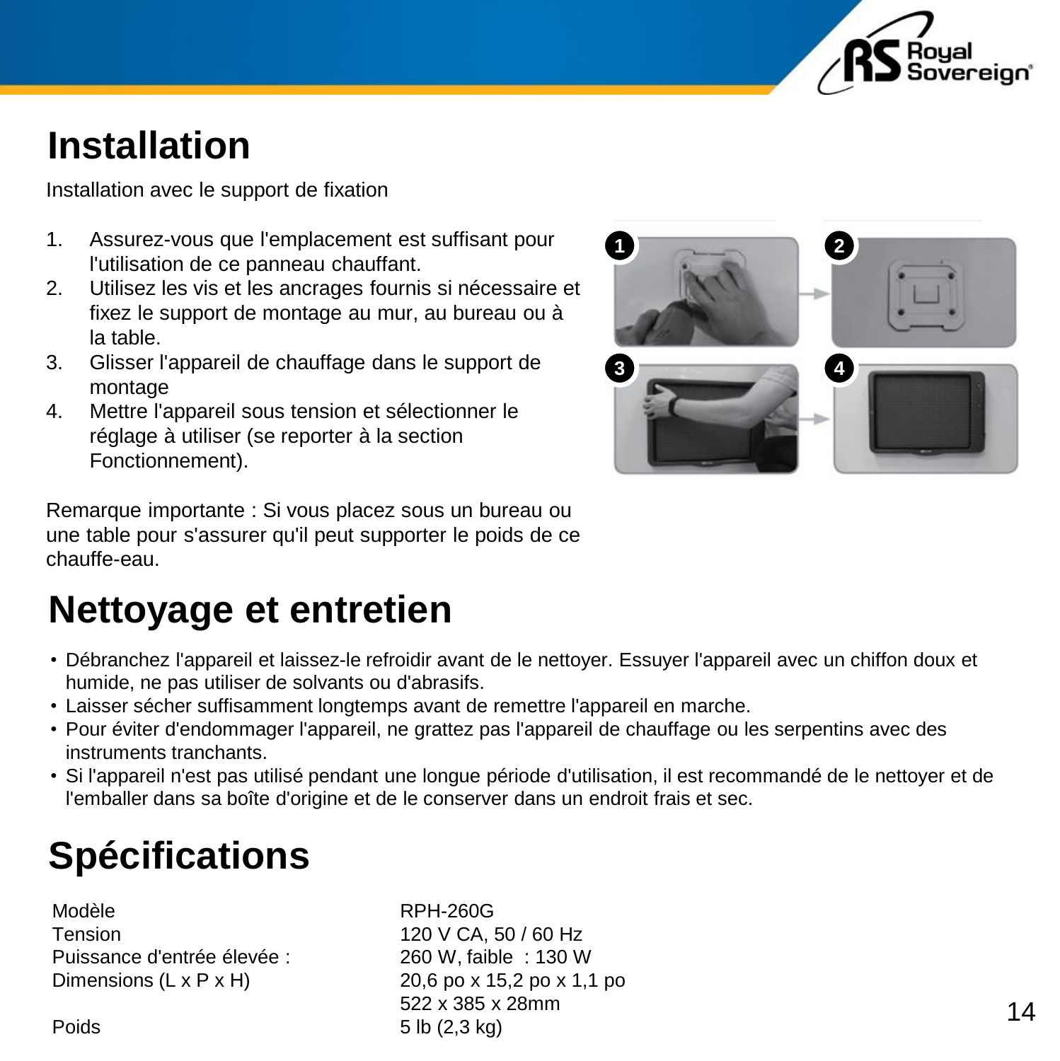# Installation

Installation avec le support de fixation

1. Assurez-vous que l'emplacement est suffisant pour l'utilisation de ce panneau chauffant.
2. Utilisez les vis et les ancrages fournis si nécessaire et fixez le support de montage au mur, au bureau ou à la table.
3. Glisser l'appareil de chauffage dans le support de montage
4. Mettre l'appareil sous tension et sélectionner le réglage à utiliser (se reporter à la section Fonctionnement).

Remarque importante : Si vous placez sous un bureau ou une table pour s'assurer qu'il peut supporter le poids de ce chauffe-eau.

# Nettoyage et entretien

- Débranchez l'appareil et laissez-le refroidir avant de le nettoyer. Essuyer l'appareil avec un chiffon doux et humide, ne pas utiliser de solvants ou d'abrasifs.
- Laisser sécher suffisamment longtemps avant de remettre l'appareil en marche.
- Pour éviter d'endommager l'appareil, ne grattez pas l'appareil de chauffage ou les serpentins avec des instruments tranchants.
- Si l'appareil n'est pas utilisé pendant une longue période d'utilisation, il est recommandé de le nettoyer et de l'emballer dans sa boîte d'origine et de le conserver dans un endroit frais et sec.

# Spécifications

| | |
|---|---|
| Modèle | RPH-260G |
| Tension | 120 V CA, 50 / 60 Hz |
| Puissance d'entrée élevée : | 260 W, faible : 130 W |
| Dimensions (L x P x H) | 20,6 po x 15,2 po x 1,1 po<br>522 x 385 x 28mm |
| Poids | 5 lb (2,3 kg) |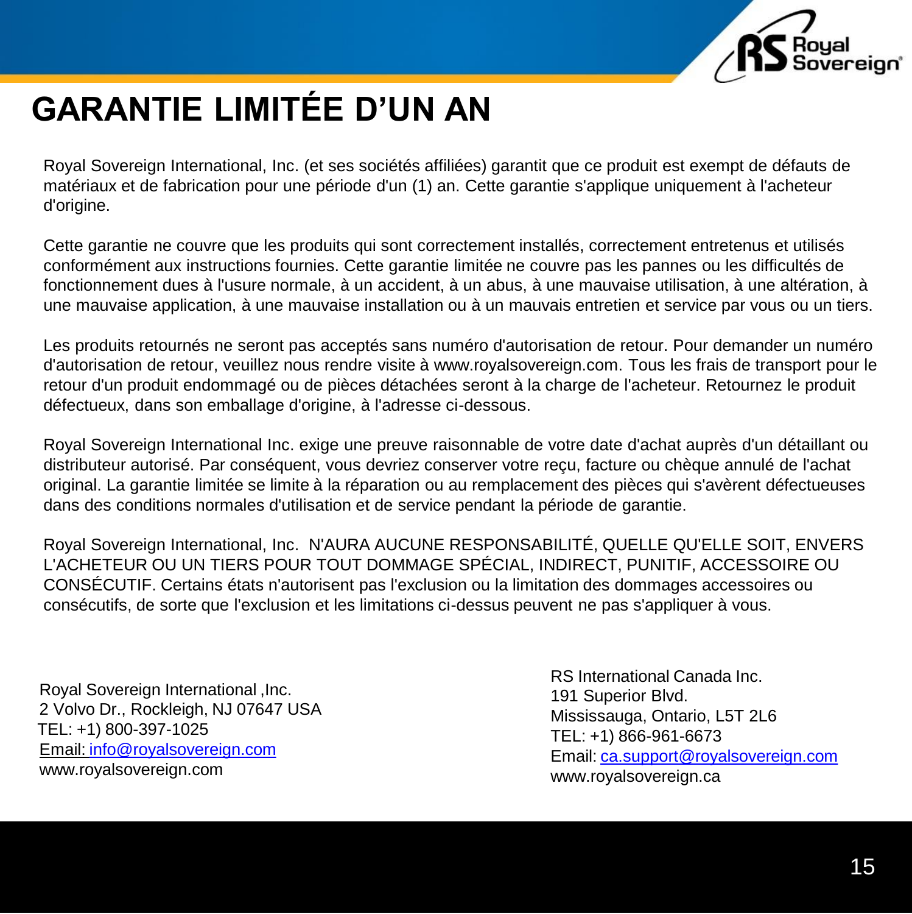# GARANTIE LIMITÉE D'UN AN

Royal Sovereign International, Inc. (et ses sociétés affiliées) garantit que ce produit est exempt de défauts de matériaux et de fabrication pour une période d'un (1) an. Cette garantie s'applique uniquement à l'acheteur d'origine.

Cette garantie ne couvre que les produits qui sont correctement installés, correctement entretenus et utilisés conformément aux instructions fournies. Cette garantie limitée ne couvre pas les pannes ou les difficultés de fonctionnement dues à l'usure normale, à un accident, à un abus, à une mauvaise utilisation, à une altération, à une mauvaise application, à une mauvaise installation ou à un mauvais entretien et service par vous ou un tiers.

Les produits retournés ne seront pas acceptés sans numéro d'autorisation de retour. Pour demander un numéro d'autorisation de retour, veuillez nous rendre visite à www.royalsovereign.com. Tous les frais de transport pour le retour d'un produit endommagé ou de pièces détachées seront à la charge de l'acheteur. Retournez le produit défectueux, dans son emballage d'origine, à l'adresse ci-dessous.

Royal Sovereign International Inc. exige une preuve raisonnable de votre date d'achat auprès d'un détaillant ou distributeur autorisé. Par conséquent, vous devriez conserver votre reçu, facture ou chèque annulé de l'achat original. La garantie limitée se limite à la réparation ou au remplacement des pièces qui s'avèrent défectueuses dans des conditions normales d'utilisation et de service pendant la période de garantie.

Royal Sovereign International, Inc. N'AURA AUCUNE RESPONSABILITÉ, QUELLE QU'ELLE SOIT, ENVERS L'ACHETEUR OU UN TIERS POUR TOUT DOMMAGE SPÉCIAL, INDIRECT, PUNITIF, ACCESSOIRE OU CONSÉCUTIF. Certains états n'autorisent pas l'exclusion ou la limitation des dommages accessoires ou consécutifs, de sorte que l'exclusion et les limitations ci-dessus peuvent ne pas s'appliquer à vous.

Royal Sovereign International ,Inc.
2 Volvo Dr., Rockleigh, NJ 07647 USA
TEL: +1) 800-397-1025
Email: info@royalsovereign.com
www.royalsovereign.com

RS International Canada Inc.
191 Superior Blvd.
Mississauga, Ontario, L5T 2L6
TEL: +1) 866-961-6673
Email: ca.support@royalsovereign.com
www.royalsovereign.ca